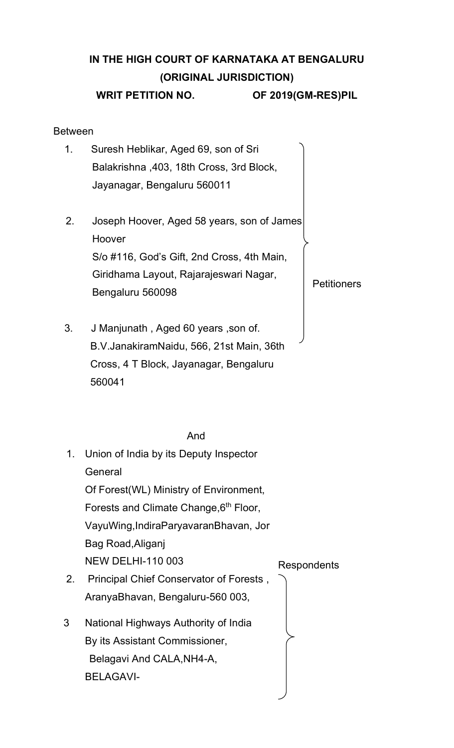**IN THE HIGH COURT OF KARNATAKA AT BENGALURU**

**(ORIGINAL JURISDICTION)**

**WRIT PETITION NO. OF 2019(GM-RES)PIL**

Between

1. Suresh Heblikar, Aged 69, son of Sri Balakrishna ,403, 18th Cross, 3rd Block, Jayanagar, Bengaluru 560011

2. Joseph Hoover, Aged 58 years, son of James Hoover S/o #116, God's Gift, 2nd Cross, 4th Main, Giridhama Layout, Rajarajeswari Nagar, Bengaluru 560098

3. J Manjunath , Aged 60 years ,son of. B.V.JanakiramNaidu, 566, 21st Main, 36th Cross, 4 T Block, Jayanagar, Bengaluru 560041

Petitioners

And

1. Union of India by its Deputy Inspector General Of Forest(WL) Ministry of Environment, Forests and Climate Change,6th Floor, VayuWing,IndiraParyavaranBhavan, Jor Bag Road,Aliganj NEW DELHI-110 003

2. Principal Chief Conservator of Forests , AranyaBhavan, Bengaluru-560 003,

3. National Highways Authority of India By its Assistant Commissioner, Belagavi And CALA,NH4-A, BELAGAVI-

Respondents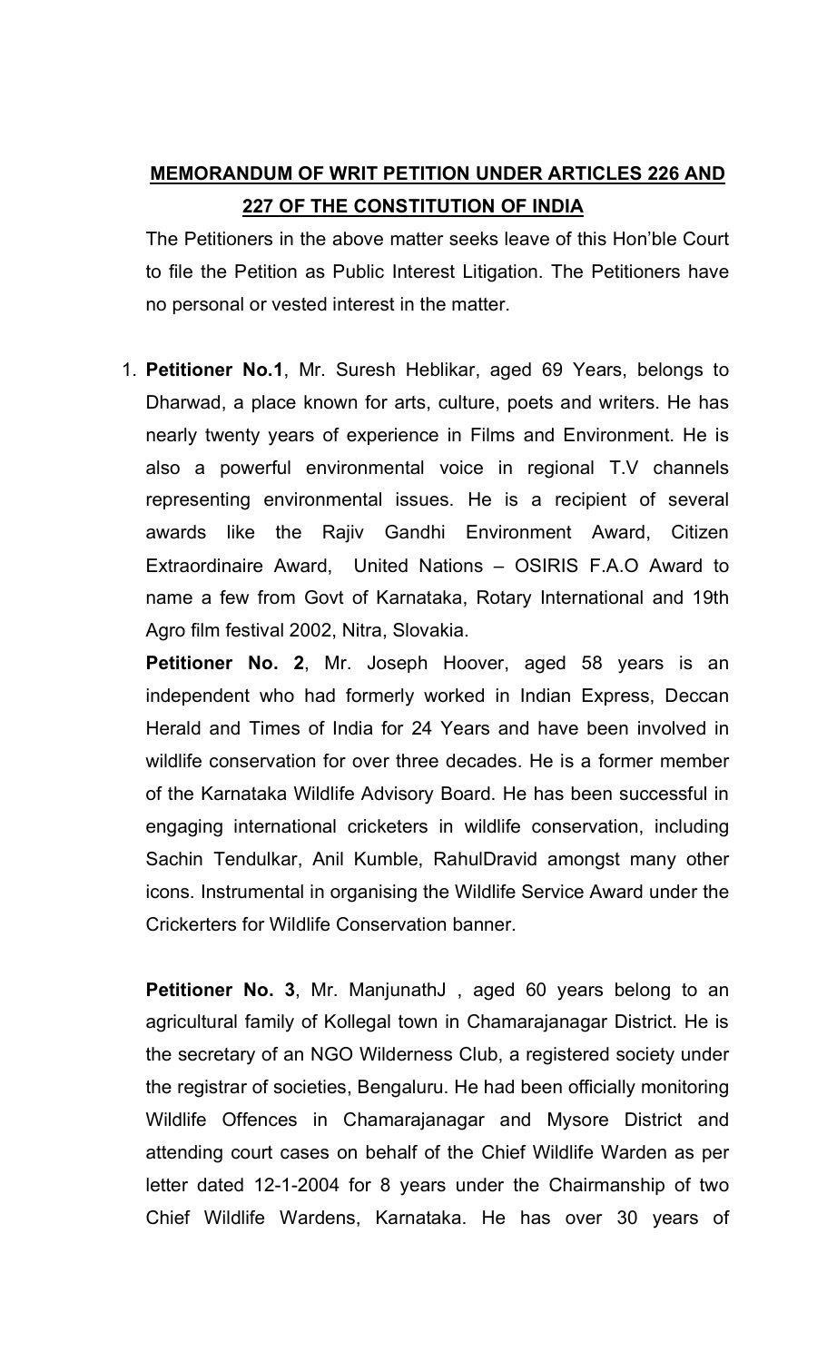## MEMORANDUM OF WRIT PETITION UNDER ARTICLES 226 AND 227 OF THE CONSTITUTION OF INDIA

The Petitioners in the above matter seeks leave of this Hon'ble Court to file the Petition as Public Interest Litigation. The Petitioners have no personal or vested interest in the matter.

1. **Petitioner No.1**, Mr. Suresh Heblikar, aged 69 Years, belongs to Dharwad, a place known for arts, culture, poets and writers. He has nearly twenty years of experience in Films and Environment. He is also a powerful environmental voice in regional T.V channels representing environmental issues. He is a recipient of several awards like the Rajiv Gandhi Environment Award, Citizen Extraordinaire Award, United Nations – OSIRIS F.A.O Award to name a few from Govt of Karnataka, Rotary International and 19th Agro film festival 2002, Nitra, Slovakia.

   **Petitioner No. 2**, Mr. Joseph Hoover, aged 58 years is an independent who had formerly worked in Indian Express, Deccan Herald and Times of India for 24 Years and have been involved in wildlife conservation for over three decades. He is a former member of the Karnataka Wildlife Advisory Board. He has been successful in engaging international cricketers in wildlife conservation, including Sachin Tendulkar, Anil Kumble, RahulDravid amongst many other icons. Instrumental in organising the Wildlife Service Award under the Crickerters for Wildlife Conservation banner.

   **Petitioner No. 3**, Mr. ManjunathJ , aged 60 years belong to an agricultural family of Kollegal town in Chamarajanagar District. He is the secretary of an NGO Wilderness Club, a registered society under the registrar of societies, Bengaluru. He had been officially monitoring Wildlife Offences in Chamarajanagar and Mysore District and attending court cases on behalf of the Chief Wildlife Warden as per letter dated 12-1-2004 for 8 years under the Chairmanship of two Chief Wildlife Wardens, Karnataka. He has over 30 years of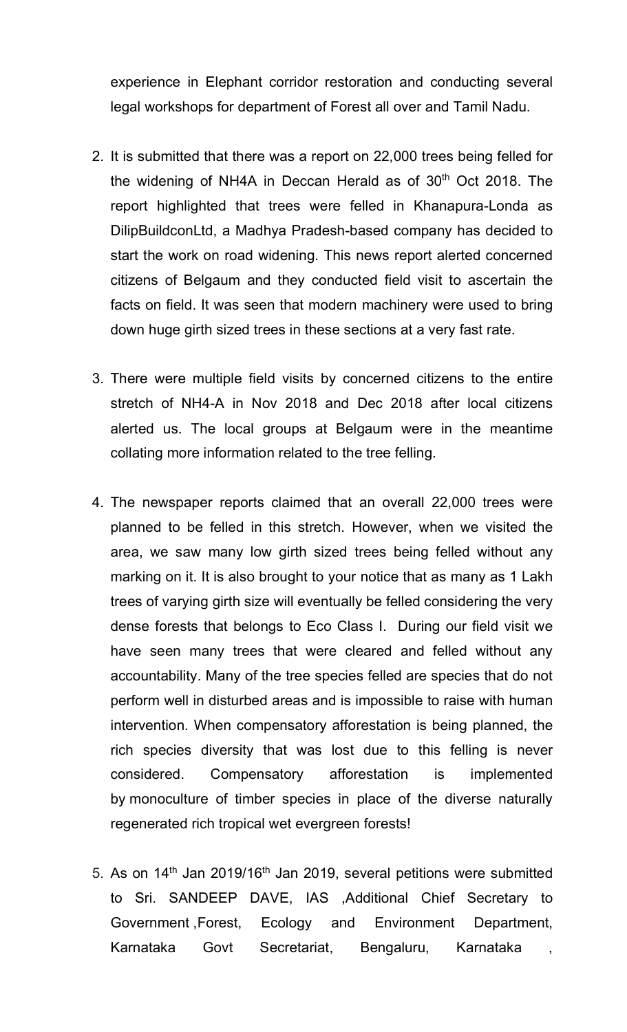experience in Elephant corridor restoration and conducting several legal workshops for department of Forest all over and Tamil Nadu.

2. It is submitted that there was a report on 22,000 trees being felled for the widening of NH4A in Deccan Herald as of 30th Oct 2018. The report highlighted that trees were felled in Khanapura-Londa as DilipBuildconLtd, a Madhya Pradesh-based company has decided to start the work on road widening. This news report alerted concerned citizens of Belgaum and they conducted field visit to ascertain the facts on field. It was seen that modern machinery were used to bring down huge girth sized trees in these sections at a very fast rate.

3. There were multiple field visits by concerned citizens to the entire stretch of NH4-A in Nov 2018 and Dec 2018 after local citizens alerted us. The local groups at Belgaum were in the meantime collating more information related to the tree felling.

4. The newspaper reports claimed that an overall 22,000 trees were planned to be felled in this stretch. However, when we visited the area, we saw many low girth sized trees being felled without any marking on it. It is also brought to your notice that as many as 1 Lakh trees of varying girth size will eventually be felled considering the very dense forests that belongs to Eco Class I. During our field visit we have seen many trees that were cleared and felled without any accountability. Many of the tree species felled are species that do not perform well in disturbed areas and is impossible to raise with human intervention. When compensatory afforestation is being planned, the rich species diversity that was lost due to this felling is never considered. Compensatory afforestation is implemented by monoculture of timber species in place of the diverse naturally regenerated rich tropical wet evergreen forests!

5. As on 14th Jan 2019/16th Jan 2019, several petitions were submitted to Sri. SANDEEP DAVE, IAS ,Additional Chief Secretary to Government ,Forest, Ecology and Environment Department, Karnataka Govt Secretariat, Bengaluru, Karnataka ,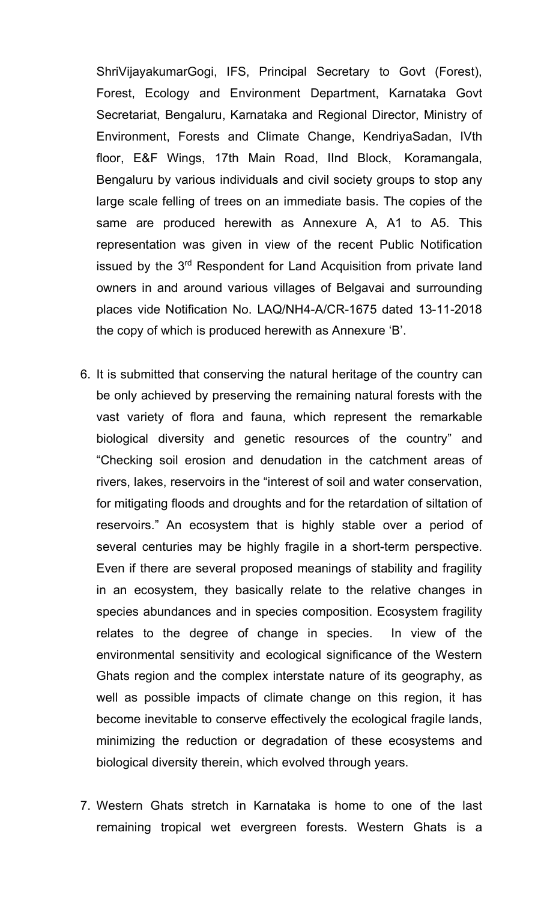ShriVijayakumarGogi, IFS, Principal Secretary to Govt (Forest), Forest, Ecology and Environment Department, Karnataka Govt Secretariat, Bengaluru, Karnataka and Regional Director, Ministry of Environment, Forests and Climate Change, KendriyaSadan, IVth floor, E&F Wings, 17th Main Road, IInd Block, Koramangala, Bengaluru by various individuals and civil society groups to stop any large scale felling of trees on an immediate basis. The copies of the same are produced herewith as Annexure A, A1 to A5. This representation was given in view of the recent Public Notification issued by the 3rd Respondent for Land Acquisition from private land owners in and around various villages of Belgavai and surrounding places vide Notification No. LAQ/NH4-A/CR-1675 dated 13-11-2018 the copy of which is produced herewith as Annexure 'B'.

6. It is submitted that conserving the natural heritage of the country can be only achieved by preserving the remaining natural forests with the vast variety of flora and fauna, which represent the remarkable biological diversity and genetic resources of the country" and "Checking soil erosion and denudation in the catchment areas of rivers, lakes, reservoirs in the "interest of soil and water conservation, for mitigating floods and droughts and for the retardation of siltation of reservoirs." An ecosystem that is highly stable over a period of several centuries may be highly fragile in a short-term perspective. Even if there are several proposed meanings of stability and fragility in an ecosystem, they basically relate to the relative changes in species abundances and in species composition. Ecosystem fragility relates to the degree of change in species. In view of the environmental sensitivity and ecological significance of the Western Ghats region and the complex interstate nature of its geography, as well as possible impacts of climate change on this region, it has become inevitable to conserve effectively the ecological fragile lands, minimizing the reduction or degradation of these ecosystems and biological diversity therein, which evolved through years.

7. Western Ghats stretch in Karnataka is home to one of the last remaining tropical wet evergreen forests. Western Ghats is a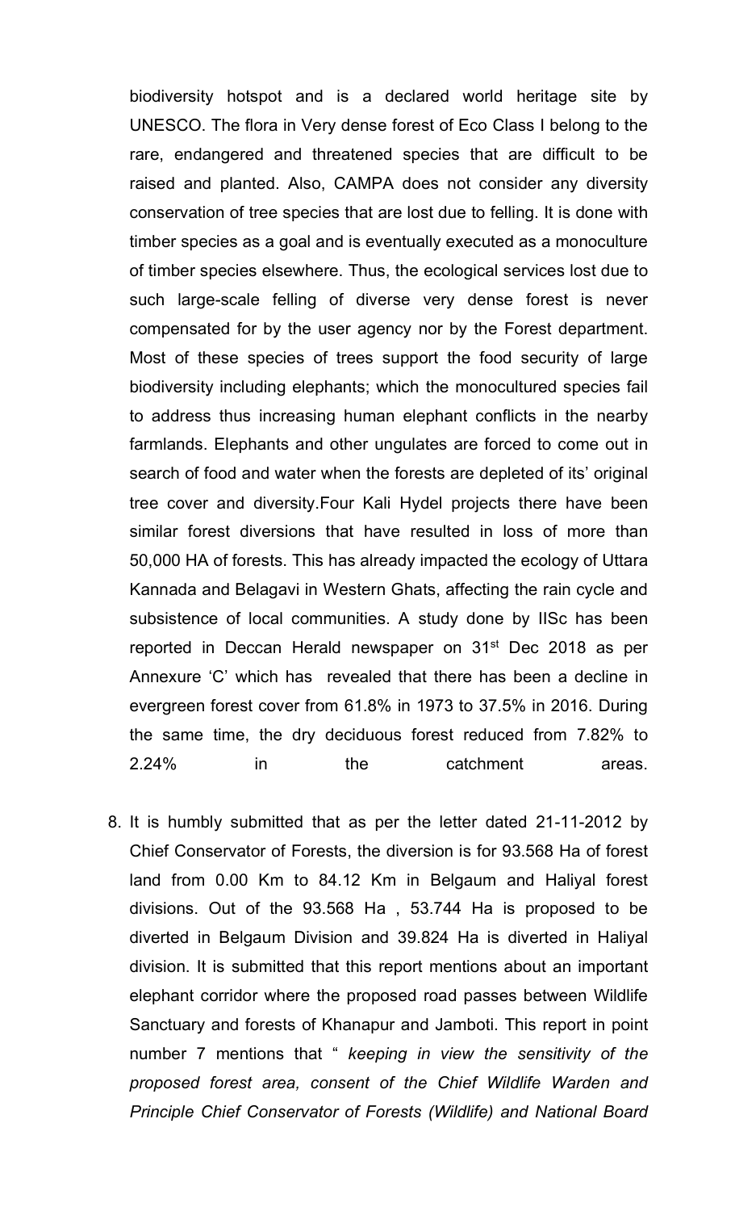biodiversity hotspot and is a declared world heritage site by UNESCO. The flora in Very dense forest of Eco Class I belong to the rare, endangered and threatened species that are difficult to be raised and planted. Also, CAMPA does not consider any diversity conservation of tree species that are lost due to felling. It is done with timber species as a goal and is eventually executed as a monoculture of timber species elsewhere. Thus, the ecological services lost due to such large-scale felling of diverse very dense forest is never compensated for by the user agency nor by the Forest department. Most of these species of trees support the food security of large biodiversity including elephants; which the monocultured species fail to address thus increasing human elephant conflicts in the nearby farmlands. Elephants and other ungulates are forced to come out in search of food and water when the forests are depleted of its' original tree cover and diversity.Four Kali Hydel projects there have been similar forest diversions that have resulted in loss of more than 50,000 HA of forests. This has already impacted the ecology of Uttara Kannada and Belagavi in Western Ghats, affecting the rain cycle and subsistence of local communities. A study done by IISc has been reported in Deccan Herald newspaper on 31st Dec 2018 as per Annexure 'C' which has revealed that there has been a decline in evergreen forest cover from 61.8% in 1973 to 37.5% in 2016. During the same time, the dry deciduous forest reduced from 7.82% to 2.24% in the catchment areas.

8. It is humbly submitted that as per the letter dated 21-11-2012 by Chief Conservator of Forests, the diversion is for 93.568 Ha of forest land from 0.00 Km to 84.12 Km in Belgaum and Haliyal forest divisions. Out of the 93.568 Ha , 53.744 Ha is proposed to be diverted in Belgaum Division and 39.824 Ha is diverted in Haliyal division. It is submitted that this report mentions about an important elephant corridor where the proposed road passes between Wildlife Sanctuary and forests of Khanapur and Jamboti. This report in point number 7 mentions that " *keeping in view the sensitivity of the proposed forest area, consent of the Chief Wildlife Warden and Principle Chief Conservator of Forests (Wildlife) and National Board*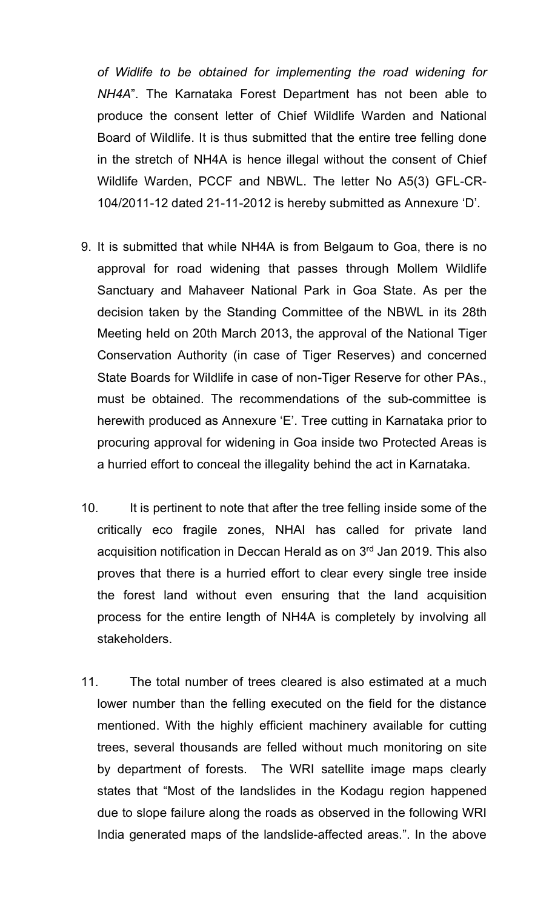*of Widlife to be obtained for implementing the road widening for NH4A*". The Karnataka Forest Department has not been able to produce the consent letter of Chief Wildlife Warden and National Board of Wildlife. It is thus submitted that the entire tree felling done in the stretch of NH4A is hence illegal without the consent of Chief Wildlife Warden, PCCF and NBWL. The letter No A5(3) GFL-CR-104/2011-12 dated 21-11-2012 is hereby submitted as Annexure 'D'.

9. It is submitted that while NH4A is from Belgaum to Goa, there is no approval for road widening that passes through Mollem Wildlife Sanctuary and Mahaveer National Park in Goa State. As per the decision taken by the Standing Committee of the NBWL in its 28th Meeting held on 20th March 2013, the approval of the National Tiger Conservation Authority (in case of Tiger Reserves) and concerned State Boards for Wildlife in case of non-Tiger Reserve for other PAs., must be obtained. The recommendations of the sub-committee is herewith produced as Annexure 'E'. Tree cutting in Karnataka prior to procuring approval for widening in Goa inside two Protected Areas is a hurried effort to conceal the illegality behind the act in Karnataka.

10. It is pertinent to note that after the tree felling inside some of the critically eco fragile zones, NHAI has called for private land acquisition notification in Deccan Herald as on 3rd Jan 2019. This also proves that there is a hurried effort to clear every single tree inside the forest land without even ensuring that the land acquisition process for the entire length of NH4A is completely by involving all stakeholders.

11. The total number of trees cleared is also estimated at a much lower number than the felling executed on the field for the distance mentioned. With the highly efficient machinery available for cutting trees, several thousands are felled without much monitoring on site by department of forests. The WRI satellite image maps clearly states that "Most of the landslides in the Kodagu region happened due to slope failure along the roads as observed in the following WRI India generated maps of the landslide-affected areas.". In the above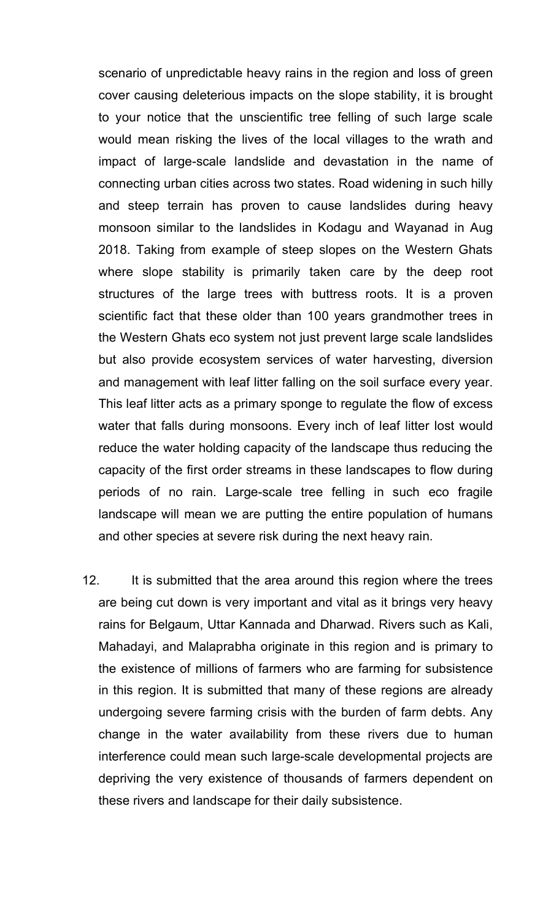scenario of unpredictable heavy rains in the region and loss of green cover causing deleterious impacts on the slope stability, it is brought to your notice that the unscientific tree felling of such large scale would mean risking the lives of the local villages to the wrath and impact of large-scale landslide and devastation in the name of connecting urban cities across two states. Road widening in such hilly and steep terrain has proven to cause landslides during heavy monsoon similar to the landslides in Kodagu and Wayanad in Aug 2018. Taking from example of steep slopes on the Western Ghats where slope stability is primarily taken care by the deep root structures of the large trees with buttress roots. It is a proven scientific fact that these older than 100 years grandmother trees in the Western Ghats eco system not just prevent large scale landslides but also provide ecosystem services of water harvesting, diversion and management with leaf litter falling on the soil surface every year. This leaf litter acts as a primary sponge to regulate the flow of excess water that falls during monsoons. Every inch of leaf litter lost would reduce the water holding capacity of the landscape thus reducing the capacity of the first order streams in these landscapes to flow during periods of no rain. Large-scale tree felling in such eco fragile landscape will mean we are putting the entire population of humans and other species at severe risk during the next heavy rain.

12. It is submitted that the area around this region where the trees are being cut down is very important and vital as it brings very heavy rains for Belgaum, Uttar Kannada and Dharwad. Rivers such as Kali, Mahadayi, and Malaprabha originate in this region and is primary to the existence of millions of farmers who are farming for subsistence in this region. It is submitted that many of these regions are already undergoing severe farming crisis with the burden of farm debts. Any change in the water availability from these rivers due to human interference could mean such large-scale developmental projects are depriving the very existence of thousands of farmers dependent on these rivers and landscape for their daily subsistence.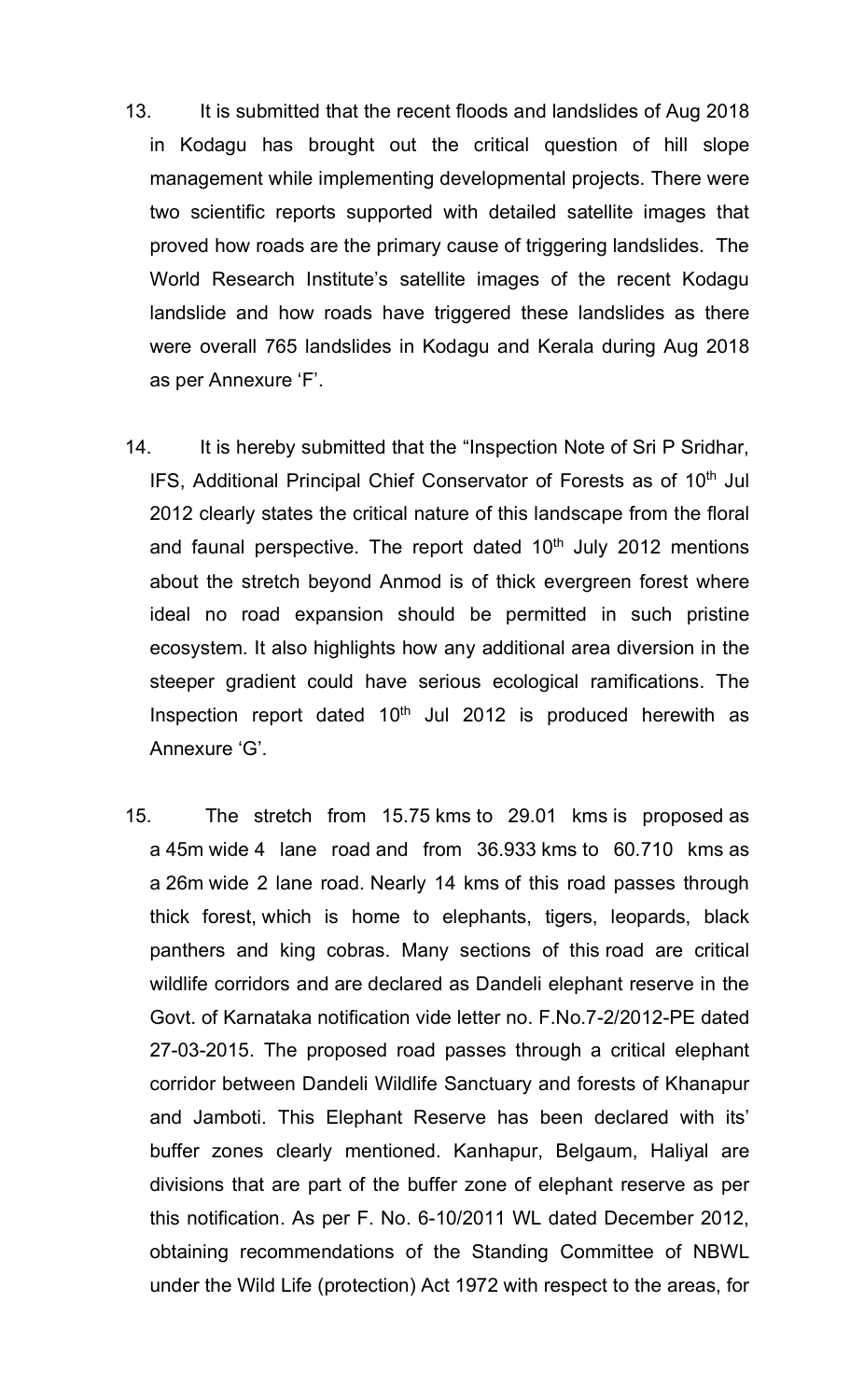13. It is submitted that the recent floods and landslides of Aug 2018 in Kodagu has brought out the critical question of hill slope management while implementing developmental projects. There were two scientific reports supported with detailed satellite images that proved how roads are the primary cause of triggering landslides. The World Research Institute's satellite images of the recent Kodagu landslide and how roads have triggered these landslides as there were overall 765 landslides in Kodagu and Kerala during Aug 2018 as per Annexure 'F'.

14. It is hereby submitted that the "Inspection Note of Sri P Sridhar, IFS, Additional Principal Chief Conservator of Forests as of 10th Jul 2012 clearly states the critical nature of this landscape from the floral and faunal perspective. The report dated 10th July 2012 mentions about the stretch beyond Anmod is of thick evergreen forest where ideal no road expansion should be permitted in such pristine ecosystem. It also highlights how any additional area diversion in the steeper gradient could have serious ecological ramifications. The Inspection report dated 10th Jul 2012 is produced herewith as Annexure 'G'.

15. The stretch from 15.75 kms to 29.01 kms is proposed as a 45m wide 4 lane road and from 36.933 kms to 60.710 kms as a 26m wide 2 lane road. Nearly 14 kms of this road passes through thick forest, which is home to elephants, tigers, leopards, black panthers and king cobras. Many sections of this road are critical wildlife corridors and are declared as Dandeli elephant reserve in the Govt. of Karnataka notification vide letter no. F.No.7-2/2012-PE dated 27-03-2015. The proposed road passes through a critical elephant corridor between Dandeli Wildlife Sanctuary and forests of Khanapur and Jamboti. This Elephant Reserve has been declared with its' buffer zones clearly mentioned. Kanhapur, Belgaum, Haliyal are divisions that are part of the buffer zone of elephant reserve as per this notification. As per F. No. 6-10/2011 WL dated December 2012, obtaining recommendations of the Standing Committee of NBWL under the Wild Life (protection) Act 1972 with respect to the areas, for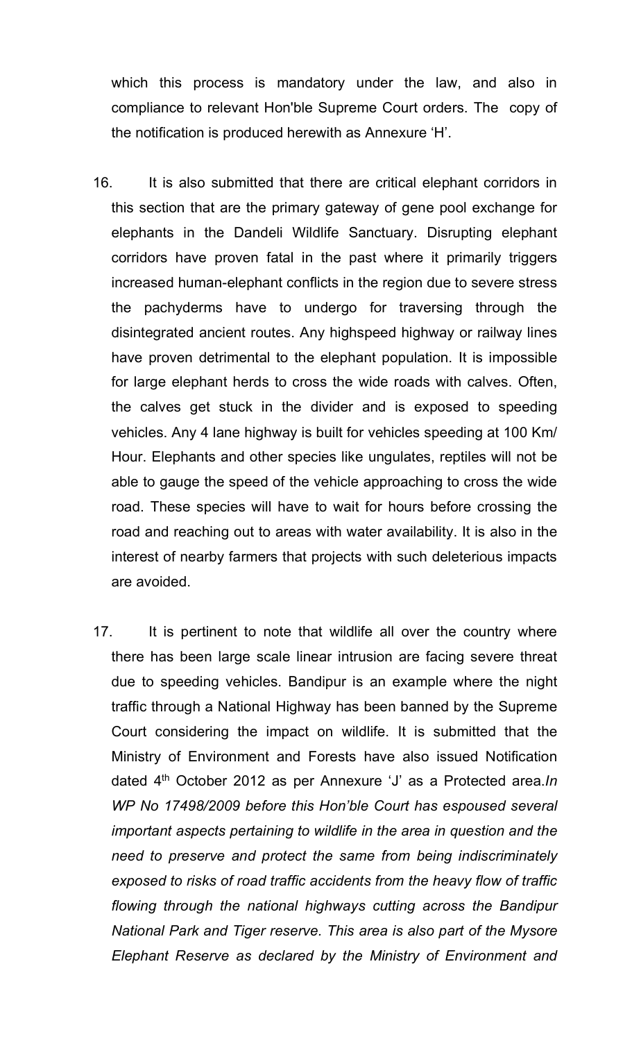which this process is mandatory under the law, and also in compliance to relevant Hon'ble Supreme Court orders. The copy of the notification is produced herewith as Annexure 'H'.

16. It is also submitted that there are critical elephant corridors in this section that are the primary gateway of gene pool exchange for elephants in the Dandeli Wildlife Sanctuary. Disrupting elephant corridors have proven fatal in the past where it primarily triggers increased human-elephant conflicts in the region due to severe stress the pachyderms have to undergo for traversing through the disintegrated ancient routes. Any highspeed highway or railway lines have proven detrimental to the elephant population. It is impossible for large elephant herds to cross the wide roads with calves. Often, the calves get stuck in the divider and is exposed to speeding vehicles. Any 4 lane highway is built for vehicles speeding at 100 Km/ Hour. Elephants and other species like ungulates, reptiles will not be able to gauge the speed of the vehicle approaching to cross the wide road. These species will have to wait for hours before crossing the road and reaching out to areas with water availability. It is also in the interest of nearby farmers that projects with such deleterious impacts are avoided.

17. It is pertinent to note that wildlife all over the country where there has been large scale linear intrusion are facing severe threat due to speeding vehicles. Bandipur is an example where the night traffic through a National Highway has been banned by the Supreme Court considering the impact on wildlife. It is submitted that the Ministry of Environment and Forests have also issued Notification dated 4th October 2012 as per Annexure 'J' as a Protected area.*In WP No 17498/2009 before this Hon'ble Court has espoused several important aspects pertaining to wildlife in the area in question and the need to preserve and protect the same from being indiscriminately exposed to risks of road traffic accidents from the heavy flow of traffic flowing through the national highways cutting across the Bandipur National Park and Tiger reserve. This area is also part of the Mysore Elephant Reserve as declared by the Ministry of Environment and*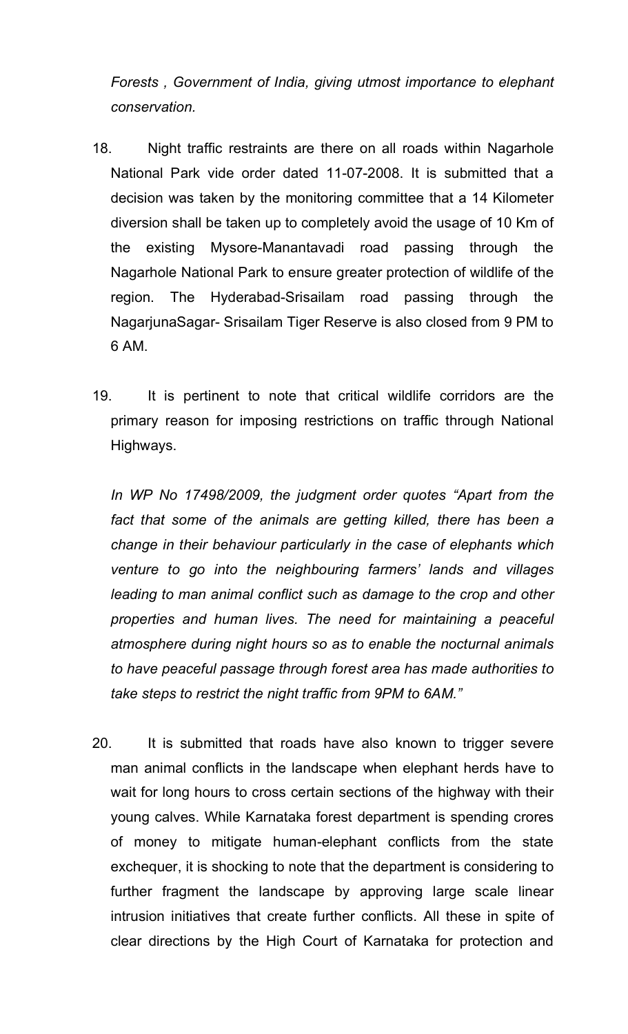*Forests , Government of India, giving utmost importance to elephant conservation.*

18. Night traffic restraints are there on all roads within Nagarhole National Park vide order dated 11-07-2008. It is submitted that a decision was taken by the monitoring committee that a 14 Kilometer diversion shall be taken up to completely avoid the usage of 10 Km of the existing Mysore-Manantavadi road passing through the Nagarhole National Park to ensure greater protection of wildlife of the region. The Hyderabad-Srisailam road passing through the NagarjunaSagar- Srisailam Tiger Reserve is also closed from 9 PM to 6 AM.

19. It is pertinent to note that critical wildlife corridors are the primary reason for imposing restrictions on traffic through National Highways.

*In WP No 17498/2009, the judgment order quotes "Apart from the fact that some of the animals are getting killed, there has been a change in their behaviour particularly in the case of elephants which venture to go into the neighbouring farmers' lands and villages leading to man animal conflict such as damage to the crop and other properties and human lives. The need for maintaining a peaceful atmosphere during night hours so as to enable the nocturnal animals to have peaceful passage through forest area has made authorities to take steps to restrict the night traffic from 9PM to 6AM."*

20. It is submitted that roads have also known to trigger severe man animal conflicts in the landscape when elephant herds have to wait for long hours to cross certain sections of the highway with their young calves. While Karnataka forest department is spending crores of money to mitigate human-elephant conflicts from the state exchequer, it is shocking to note that the department is considering to further fragment the landscape by approving large scale linear intrusion initiatives that create further conflicts. All these in spite of clear directions by the High Court of Karnataka for protection and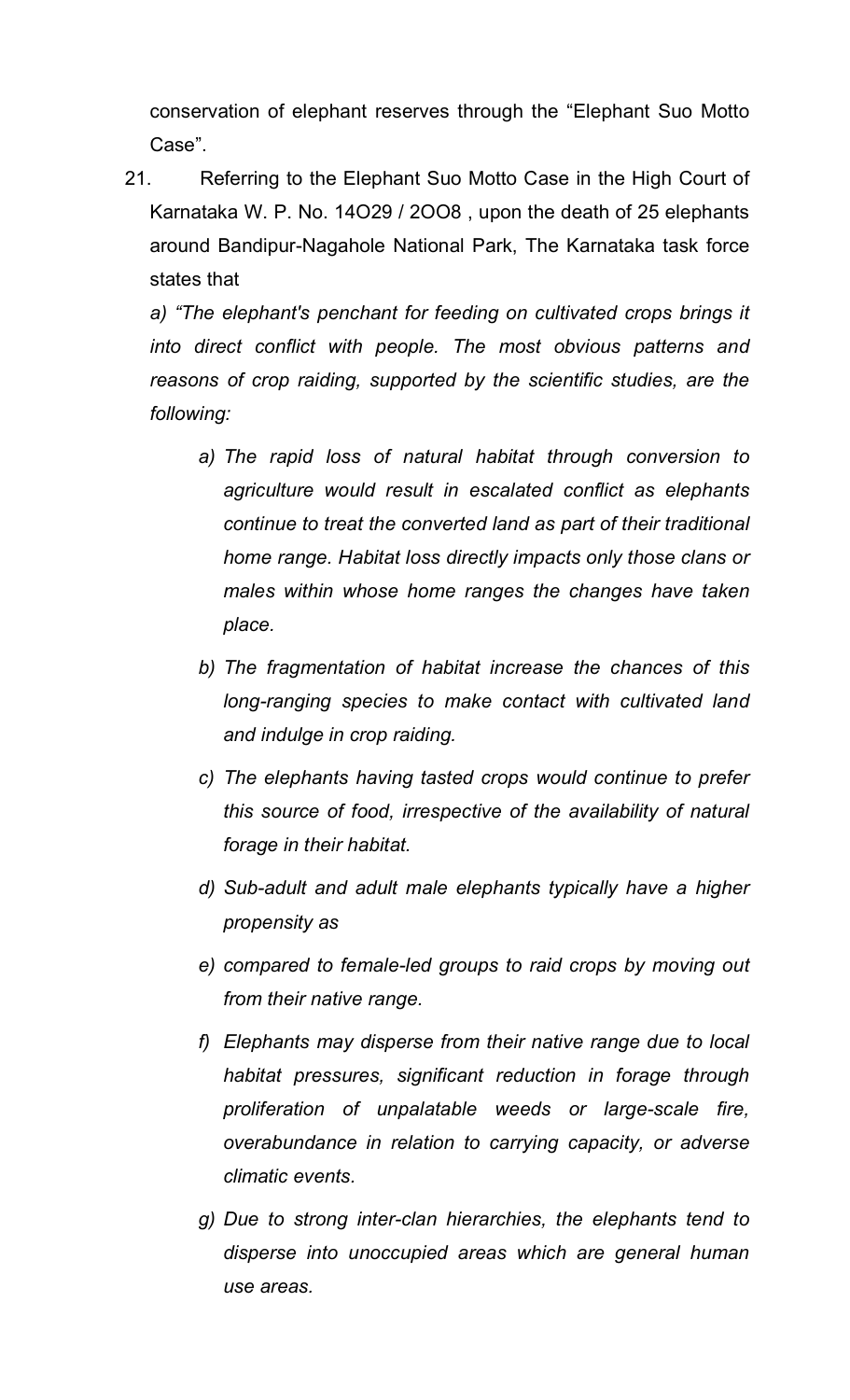conservation of elephant reserves through the "Elephant Suo Motto Case".

21. Referring to the Elephant Suo Motto Case in the High Court of Karnataka W. P. No. 14O29 / 2OO8 , upon the death of 25 elephants around Bandipur-Nagahole National Park, The Karnataka task force states that

*a) "The elephant's penchant for feeding on cultivated crops brings it into direct conflict with people. The most obvious patterns and reasons of crop raiding, supported by the scientific studies, are the following:*

*a) The rapid loss of natural habitat through conversion to agriculture would result in escalated conflict as elephants continue to treat the converted land as part of their traditional home range. Habitat loss directly impacts only those clans or males within whose home ranges the changes have taken place.*

*b) The fragmentation of habitat increase the chances of this long-ranging species to make contact with cultivated land and indulge in crop raiding.*

*c) The elephants having tasted crops would continue to prefer this source of food, irrespective of the availability of natural forage in their habitat.*

*d) Sub-adult and adult male elephants typically have a higher propensity as*

*e) compared to female-led groups to raid crops by moving out from their native range.*

*f) Elephants may disperse from their native range due to local habitat pressures, significant reduction in forage through proliferation of unpalatable weeds or large-scale fire, overabundance in relation to carrying capacity, or adverse climatic events.*

*g) Due to strong inter-clan hierarchies, the elephants tend to disperse into unoccupied areas which are general human use areas.*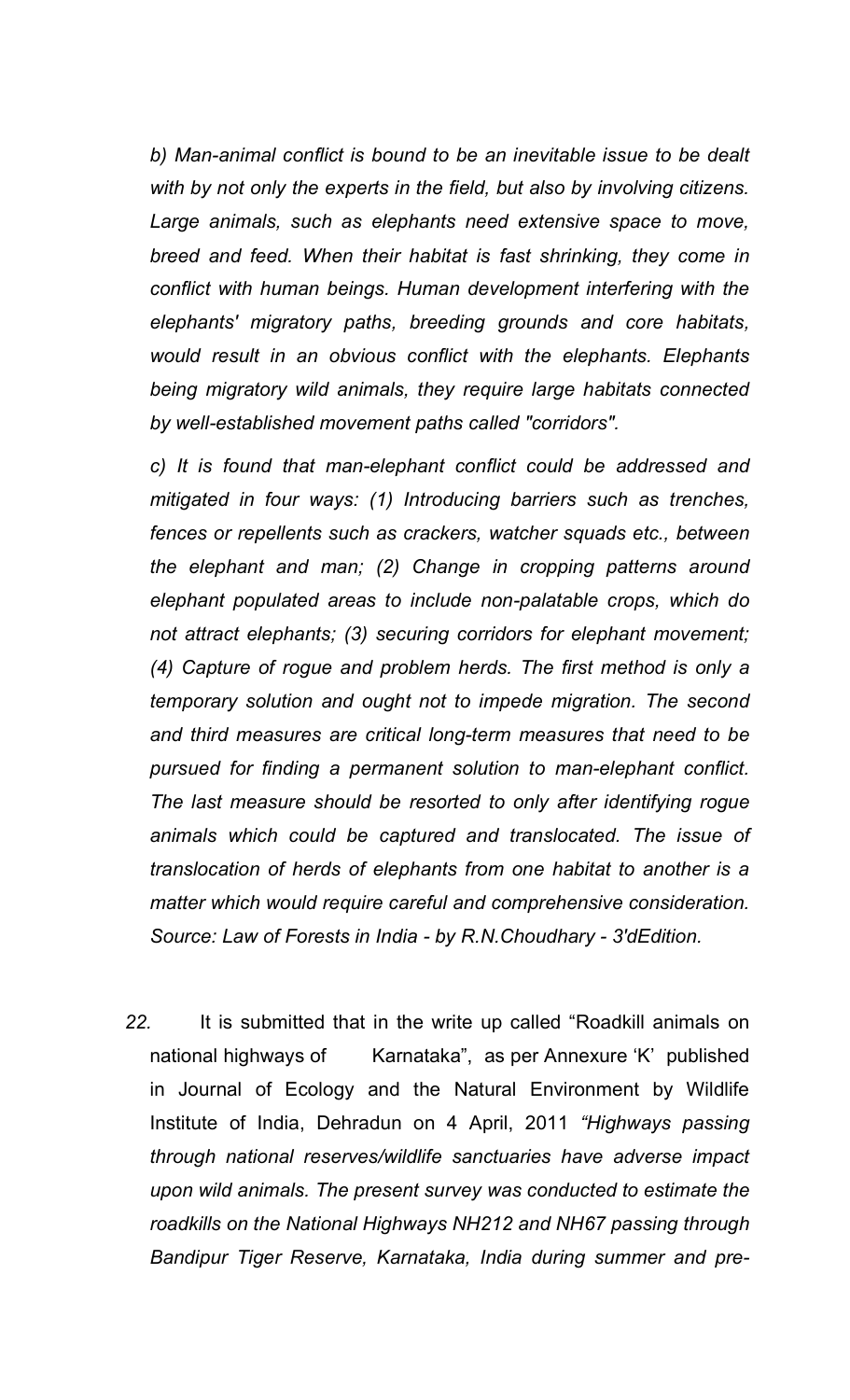*b) Man-animal conflict is bound to be an inevitable issue to be dealt with by not only the experts in the field, but also by involving citizens. Large animals, such as elephants need extensive space to move, breed and feed. When their habitat is fast shrinking, they come in conflict with human beings. Human development interfering with the elephants' migratory paths, breeding grounds and core habitats, would result in an obvious conflict with the elephants. Elephants being migratory wild animals, they require large habitats connected by well-established movement paths called "corridors".*

*c) It is found that man-elephant conflict could be addressed and mitigated in four ways: (1) Introducing barriers such as trenches, fences or repellents such as crackers, watcher squads etc., between the elephant and man; (2) Change in cropping patterns around elephant populated areas to include non-palatable crops, which do not attract elephants; (3) securing corridors for elephant movement; (4) Capture of rogue and problem herds. The first method is only a temporary solution and ought not to impede migration. The second and third measures are critical long-term measures that need to be pursued for finding a permanent solution to man-elephant conflict. The last measure should be resorted to only after identifying rogue animals which could be captured and translocated. The issue of translocation of herds of elephants from one habitat to another is a matter which would require careful and comprehensive consideration. Source: Law of Forests in India - by R.N.Choudhary - 3'dEdition.*

22. It is submitted that in the write up called "Roadkill animals on national highways of Karnataka", as per Annexure 'K' published in Journal of Ecology and the Natural Environment by Wildlife Institute of India, Dehradun on 4 April, 2011 *"Highways passing through national reserves/wildlife sanctuaries have adverse impact upon wild animals. The present survey was conducted to estimate the roadkills on the National Highways NH212 and NH67 passing through Bandipur Tiger Reserve, Karnataka, India during summer and pre-*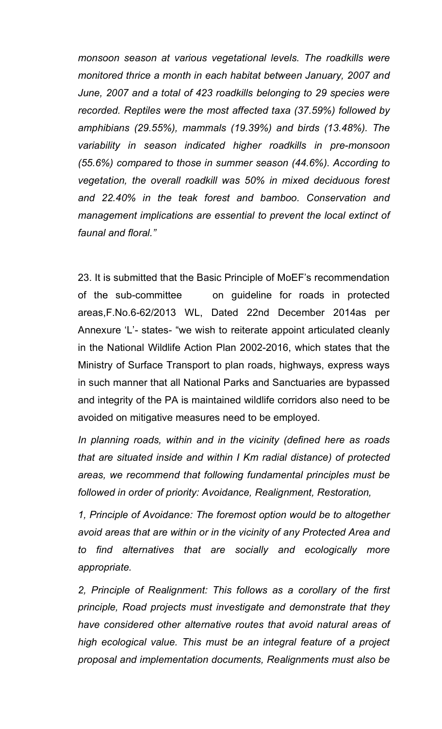*monsoon season at various vegetational levels. The roadkills were monitored thrice a month in each habitat between January, 2007 and June, 2007 and a total of 423 roadkills belonging to 29 species were recorded. Reptiles were the most affected taxa (37.59%) followed by amphibians (29.55%), mammals (19.39%) and birds (13.48%). The variability in season indicated higher roadkills in pre-monsoon (55.6%) compared to those in summer season (44.6%). According to vegetation, the overall roadkill was 50% in mixed deciduous forest and 22.40% in the teak forest and bamboo. Conservation and management implications are essential to prevent the local extinct of faunal and floral."*

23. It is submitted that the Basic Principle of MoEF's recommendation of the sub-committee on guideline for roads in protected areas,F.No.6-62/2013 WL, Dated 22nd December 2014as per Annexure 'L'- states- "we wish to reiterate appoint articulated cleanly in the National Wildlife Action Plan 2002-2016, which states that the Ministry of Surface Transport to plan roads, highways, express ways in such manner that all National Parks and Sanctuaries are bypassed and integrity of the PA is maintained wildlife corridors also need to be avoided on mitigative measures need to be employed.

*In planning roads, within and in the vicinity (defined here as roads that are situated inside and within I Km radial distance) of protected areas, we recommend that following fundamental principles must be followed in order of priority: Avoidance, Realignment, Restoration,*

*1, Principle of Avoidance: The foremost option would be to altogether avoid areas that are within or in the vicinity of any Protected Area and to find alternatives that are socially and ecologically more appropriate.*

*2, Principle of Realignment: This follows as a corollary of the first principle, Road projects must investigate and demonstrate that they have considered other alternative routes that avoid natural areas of high ecological value. This must be an integral feature of a project proposal and implementation documents, Realignments must also be*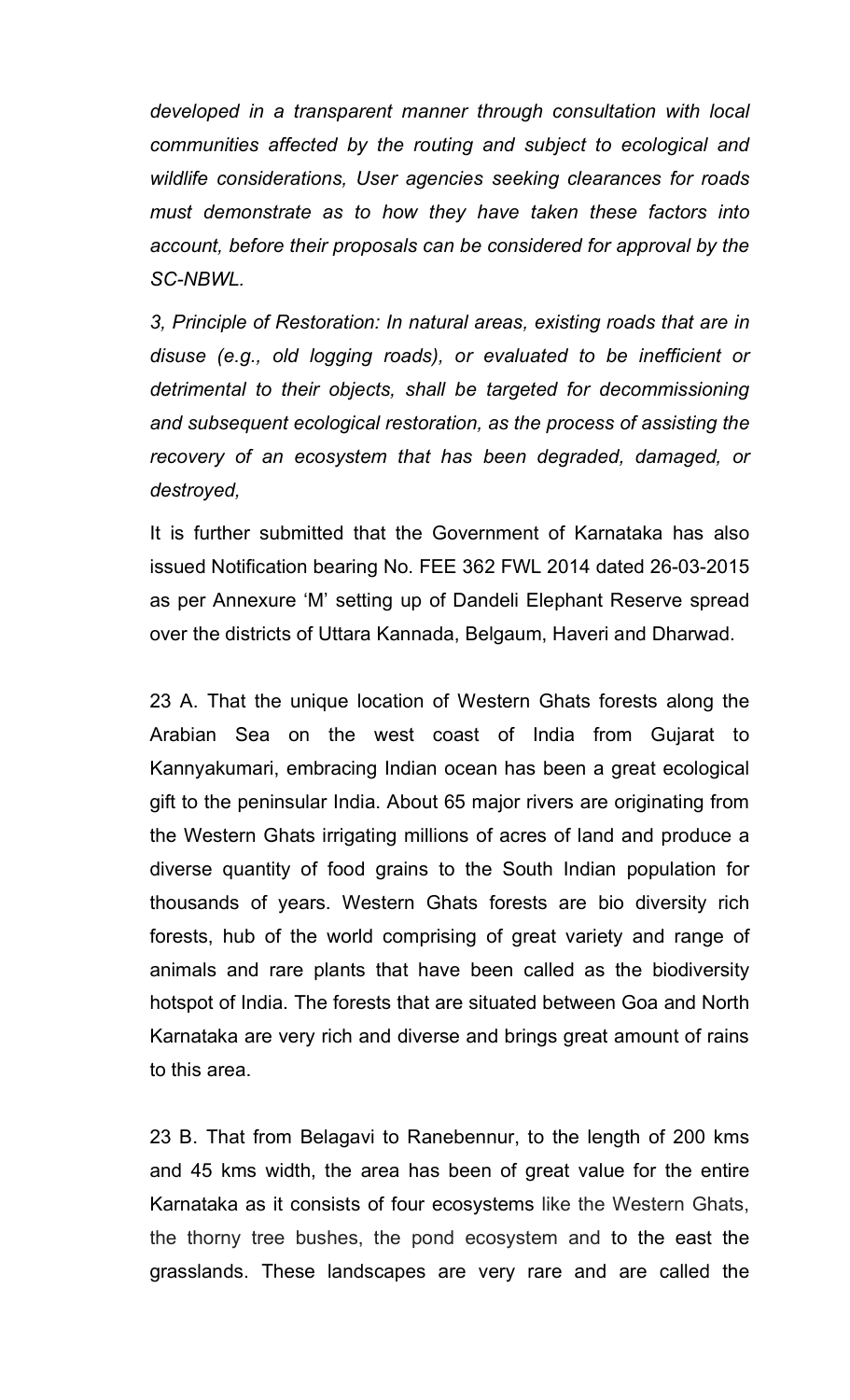*developed in a transparent manner through consultation with local communities affected by the routing and subject to ecological and wildlife considerations, User agencies seeking clearances for roads must demonstrate as to how they have taken these factors into account, before their proposals can be considered for approval by the SC-NBWL.*

*3, Principle of Restoration: In natural areas, existing roads that are in disuse (e.g., old logging roads), or evaluated to be inefficient or detrimental to their objects, shall be targeted for decommissioning and subsequent ecological restoration, as the process of assisting the recovery of an ecosystem that has been degraded, damaged, or destroyed,*

It is further submitted that the Government of Karnataka has also issued Notification bearing No. FEE 362 FWL 2014 dated 26-03-2015 as per Annexure 'M' setting up of Dandeli Elephant Reserve spread over the districts of Uttara Kannada, Belgaum, Haveri and Dharwad.

23 A. That the unique location of Western Ghats forests along the Arabian Sea on the west coast of India from Gujarat to Kannyakumari, embracing Indian ocean has been a great ecological gift to the peninsular India. About 65 major rivers are originating from the Western Ghats irrigating millions of acres of land and produce a diverse quantity of food grains to the South Indian population for thousands of years. Western Ghats forests are bio diversity rich forests, hub of the world comprising of great variety and range of animals and rare plants that have been called as the biodiversity hotspot of India. The forests that are situated between Goa and North Karnataka are very rich and diverse and brings great amount of rains to this area.

23 B. That from Belagavi to Ranebennur, to the length of 200 kms and 45 kms width, the area has been of great value for the entire Karnataka as it consists of four ecosystems like the Western Ghats, the thorny tree bushes, the pond ecosystem and to the east the grasslands. These landscapes are very rare and are called the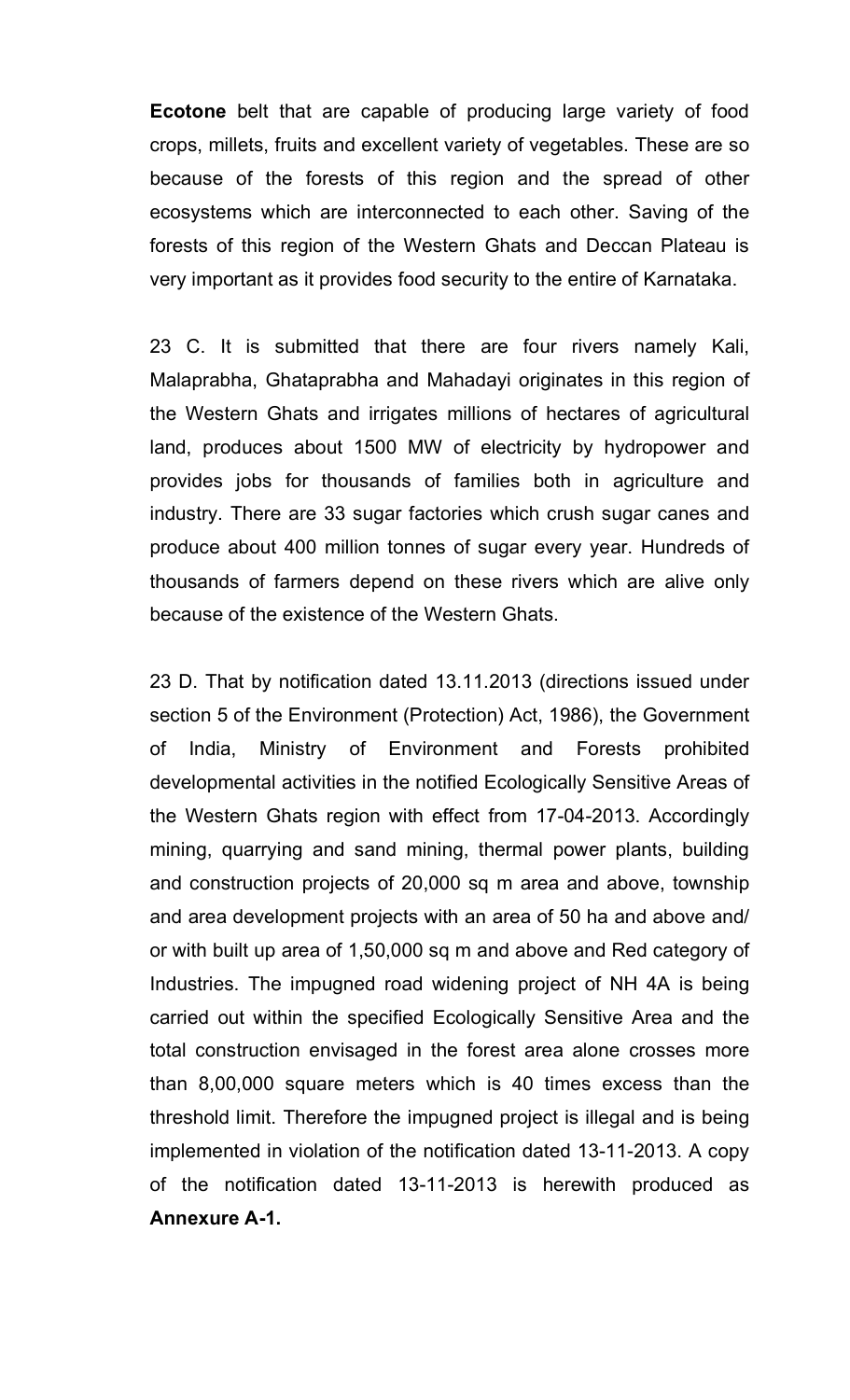**Ecotone** belt that are capable of producing large variety of food crops, millets, fruits and excellent variety of vegetables. These are so because of the forests of this region and the spread of other ecosystems which are interconnected to each other. Saving of the forests of this region of the Western Ghats and Deccan Plateau is very important as it provides food security to the entire of Karnataka.

23 C. It is submitted that there are four rivers namely Kali, Malaprabha, Ghataprabha and Mahadayi originates in this region of the Western Ghats and irrigates millions of hectares of agricultural land, produces about 1500 MW of electricity by hydropower and provides jobs for thousands of families both in agriculture and industry. There are 33 sugar factories which crush sugar canes and produce about 400 million tonnes of sugar every year. Hundreds of thousands of farmers depend on these rivers which are alive only because of the existence of the Western Ghats.

23 D. That by notification dated 13.11.2013 (directions issued under section 5 of the Environment (Protection) Act, 1986), the Government of India, Ministry of Environment and Forests prohibited developmental activities in the notified Ecologically Sensitive Areas of the Western Ghats region with effect from 17-04-2013. Accordingly mining, quarrying and sand mining, thermal power plants, building and construction projects of 20,000 sq m area and above, township and area development projects with an area of 50 ha and above and/ or with built up area of 1,50,000 sq m and above and Red category of Industries. The impugned road widening project of NH 4A is being carried out within the specified Ecologically Sensitive Area and the total construction envisaged in the forest area alone crosses more than 8,00,000 square meters which is 40 times excess than the threshold limit. Therefore the impugned project is illegal and is being implemented in violation of the notification dated 13-11-2013. A copy of the notification dated 13-11-2013 is herewith produced as **Annexure A-1.**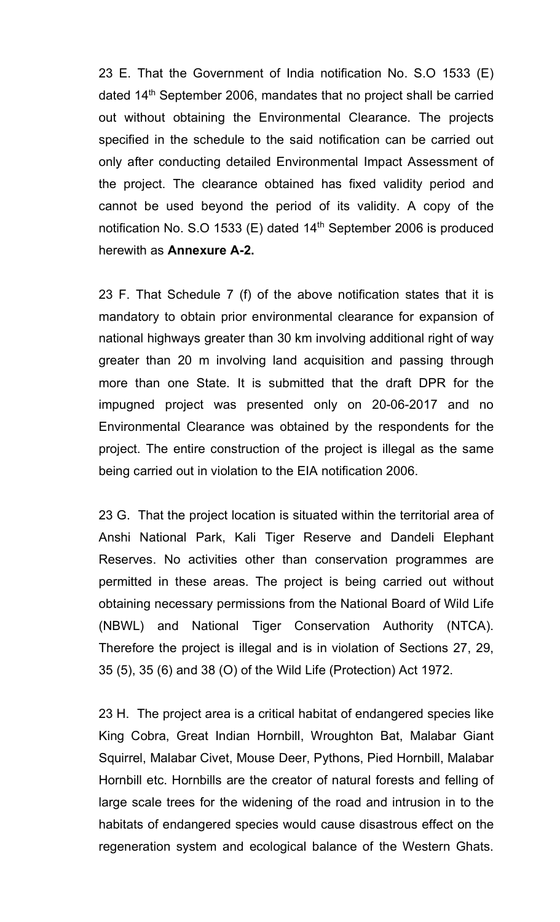23 E. That the Government of India notification No. S.O 1533 (E) dated 14th September 2006, mandates that no project shall be carried out without obtaining the Environmental Clearance. The projects specified in the schedule to the said notification can be carried out only after conducting detailed Environmental Impact Assessment of the project. The clearance obtained has fixed validity period and cannot be used beyond the period of its validity. A copy of the notification No. S.O 1533 (E) dated 14th September 2006 is produced herewith as **Annexure A-2.**

23 F. That Schedule 7 (f) of the above notification states that it is mandatory to obtain prior environmental clearance for expansion of national highways greater than 30 km involving additional right of way greater than 20 m involving land acquisition and passing through more than one State. It is submitted that the draft DPR for the impugned project was presented only on 20-06-2017 and no Environmental Clearance was obtained by the respondents for the project. The entire construction of the project is illegal as the same being carried out in violation to the EIA notification 2006.

23 G. That the project location is situated within the territorial area of Anshi National Park, Kali Tiger Reserve and Dandeli Elephant Reserves. No activities other than conservation programmes are permitted in these areas. The project is being carried out without obtaining necessary permissions from the National Board of Wild Life (NBWL) and National Tiger Conservation Authority (NTCA). Therefore the project is illegal and is in violation of Sections 27, 29, 35 (5), 35 (6) and 38 (O) of the Wild Life (Protection) Act 1972.

23 H. The project area is a critical habitat of endangered species like King Cobra, Great Indian Hornbill, Wroughton Bat, Malabar Giant Squirrel, Malabar Civet, Mouse Deer, Pythons, Pied Hornbill, Malabar Hornbill etc. Hornbills are the creator of natural forests and felling of large scale trees for the widening of the road and intrusion in to the habitats of endangered species would cause disastrous effect on the regeneration system and ecological balance of the Western Ghats.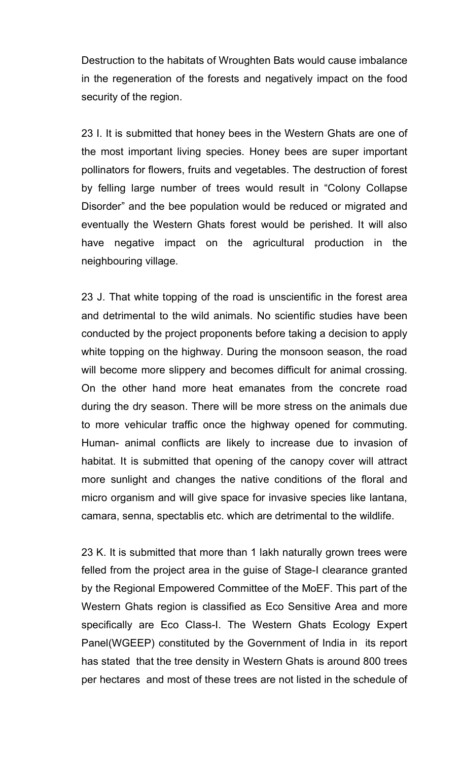Destruction to the habitats of Wroughten Bats would cause imbalance in the regeneration of the forests and negatively impact on the food security of the region.

23 I. It is submitted that honey bees in the Western Ghats are one of the most important living species. Honey bees are super important pollinators for flowers, fruits and vegetables. The destruction of forest by felling large number of trees would result in "Colony Collapse Disorder" and the bee population would be reduced or migrated and eventually the Western Ghats forest would be perished. It will also have negative impact on the agricultural production in the neighbouring village.

23 J. That white topping of the road is unscientific in the forest area and detrimental to the wild animals. No scientific studies have been conducted by the project proponents before taking a decision to apply white topping on the highway. During the monsoon season, the road will become more slippery and becomes difficult for animal crossing. On the other hand more heat emanates from the concrete road during the dry season. There will be more stress on the animals due to more vehicular traffic once the highway opened for commuting. Human- animal conflicts are likely to increase due to invasion of habitat. It is submitted that opening of the canopy cover will attract more sunlight and changes the native conditions of the floral and micro organism and will give space for invasive species like lantana, camara, senna, spectablis etc. which are detrimental to the wildlife.

23 K. It is submitted that more than 1 lakh naturally grown trees were felled from the project area in the guise of Stage-I clearance granted by the Regional Empowered Committee of the MoEF. This part of the Western Ghats region is classified as Eco Sensitive Area and more specifically are Eco Class-I. The Western Ghats Ecology Expert Panel(WGEEP) constituted by the Government of India in its report has stated that the tree density in Western Ghats is around 800 trees per hectares and most of these trees are not listed in the schedule of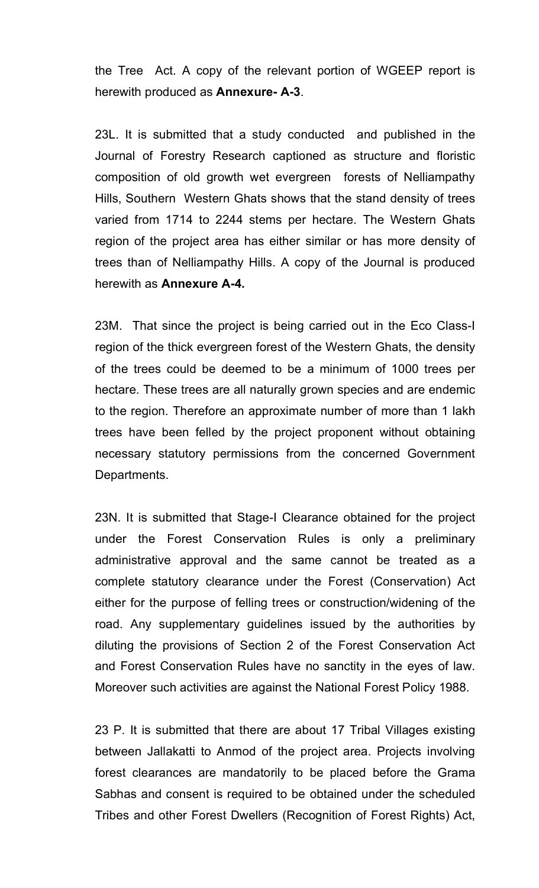the Tree Act. A copy of the relevant portion of WGEEP report is herewith produced as **Annexure- A-3**.

23L. It is submitted that a study conducted and published in the Journal of Forestry Research captioned as structure and floristic composition of old growth wet evergreen forests of Nelliampathy Hills, Southern Western Ghats shows that the stand density of trees varied from 1714 to 2244 stems per hectare. The Western Ghats region of the project area has either similar or has more density of trees than of Nelliampathy Hills. A copy of the Journal is produced herewith as **Annexure A-4.**

23M. That since the project is being carried out in the Eco Class-I region of the thick evergreen forest of the Western Ghats, the density of the trees could be deemed to be a minimum of 1000 trees per hectare. These trees are all naturally grown species and are endemic to the region. Therefore an approximate number of more than 1 lakh trees have been felled by the project proponent without obtaining necessary statutory permissions from the concerned Government Departments.

23N. It is submitted that Stage-I Clearance obtained for the project under the Forest Conservation Rules is only a preliminary administrative approval and the same cannot be treated as a complete statutory clearance under the Forest (Conservation) Act either for the purpose of felling trees or construction/widening of the road. Any supplementary guidelines issued by the authorities by diluting the provisions of Section 2 of the Forest Conservation Act and Forest Conservation Rules have no sanctity in the eyes of law. Moreover such activities are against the National Forest Policy 1988.

23 P. It is submitted that there are about 17 Tribal Villages existing between Jallakatti to Anmod of the project area. Projects involving forest clearances are mandatorily to be placed before the Grama Sabhas and consent is required to be obtained under the scheduled Tribes and other Forest Dwellers (Recognition of Forest Rights) Act,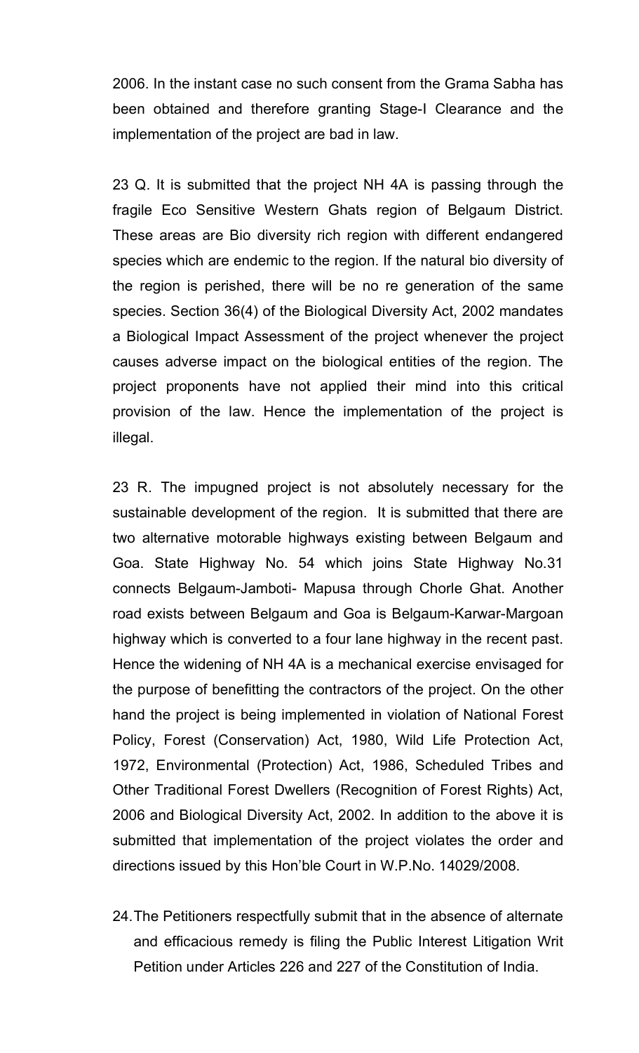2006. In the instant case no such consent from the Grama Sabha has been obtained and therefore granting Stage-I Clearance and the implementation of the project are bad in law.

23 Q. It is submitted that the project NH 4A is passing through the fragile Eco Sensitive Western Ghats region of Belgaum District. These areas are Bio diversity rich region with different endangered species which are endemic to the region. If the natural bio diversity of the region is perished, there will be no re generation of the same species. Section 36(4) of the Biological Diversity Act, 2002 mandates a Biological Impact Assessment of the project whenever the project causes adverse impact on the biological entities of the region. The project proponents have not applied their mind into this critical provision of the law. Hence the implementation of the project is illegal.

23 R. The impugned project is not absolutely necessary for the sustainable development of the region. It is submitted that there are two alternative motorable highways existing between Belgaum and Goa. State Highway No. 54 which joins State Highway No.31 connects Belgaum-Jamboti- Mapusa through Chorle Ghat. Another road exists between Belgaum and Goa is Belgaum-Karwar-Margoan highway which is converted to a four lane highway in the recent past. Hence the widening of NH 4A is a mechanical exercise envisaged for the purpose of benefitting the contractors of the project. On the other hand the project is being implemented in violation of National Forest Policy, Forest (Conservation) Act, 1980, Wild Life Protection Act, 1972, Environmental (Protection) Act, 1986, Scheduled Tribes and Other Traditional Forest Dwellers (Recognition of Forest Rights) Act, 2006 and Biological Diversity Act, 2002. In addition to the above it is submitted that implementation of the project violates the order and directions issued by this Hon'ble Court in W.P.No. 14029/2008.

24. The Petitioners respectfully submit that in the absence of alternate and efficacious remedy is filing the Public Interest Litigation Writ Petition under Articles 226 and 227 of the Constitution of India.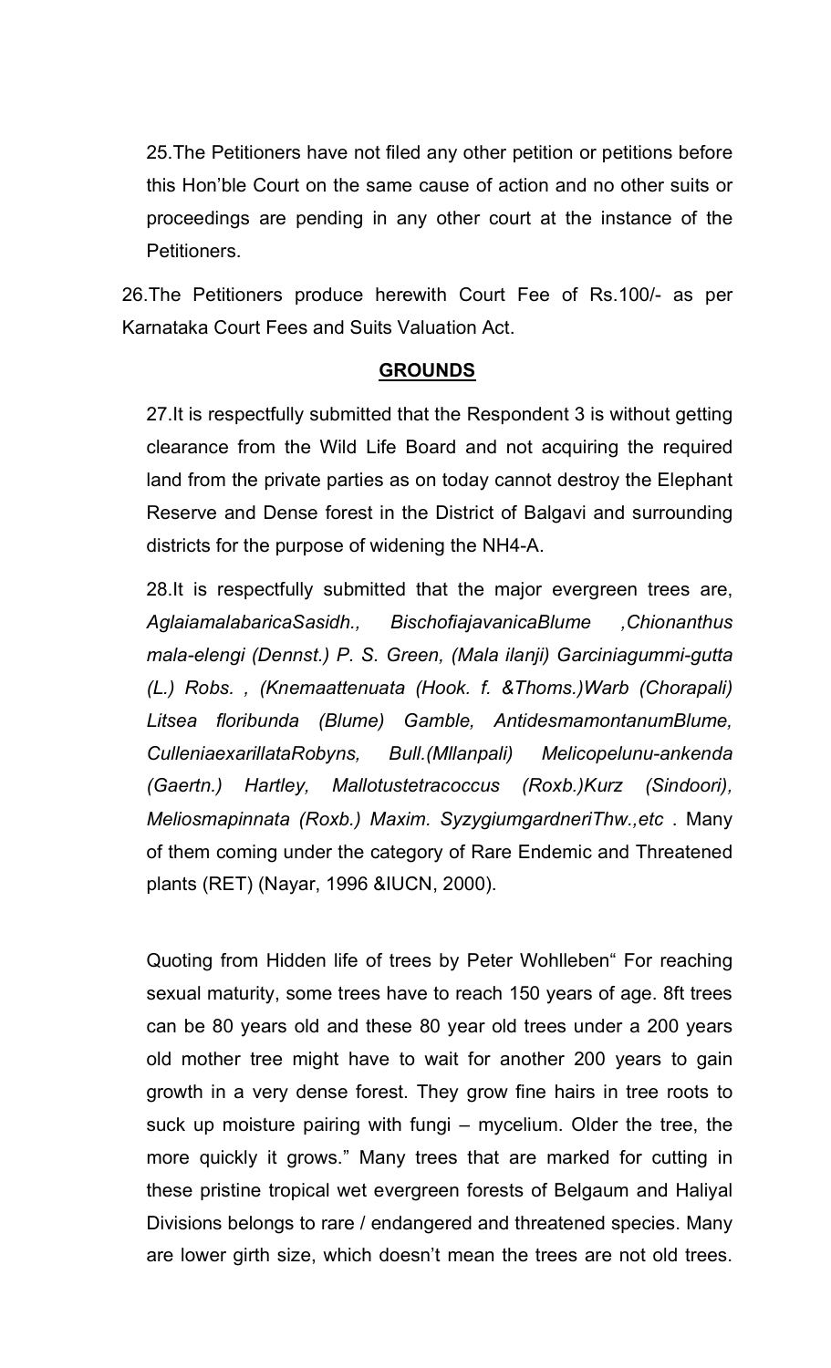25.The Petitioners have not filed any other petition or petitions before this Hon'ble Court on the same cause of action and no other suits or proceedings are pending in any other court at the instance of the Petitioners.

26.The Petitioners produce herewith Court Fee of Rs.100/- as per Karnataka Court Fees and Suits Valuation Act.

## **GROUNDS**

27.It is respectfully submitted that the Respondent 3 is without getting clearance from the Wild Life Board and not acquiring the required land from the private parties as on today cannot destroy the Elephant Reserve and Dense forest in the District of Balgavi and surrounding districts for the purpose of widening the NH4-A.

28.It is respectfully submitted that the major evergreen trees are, *AglaiamalabaricaSasidh., BischofiajavanicaBlume ,Chionanthus mala-elengi (Dennst.) P. S. Green, (Mala ilanji) Garciniagummi-gutta (L.) Robs. , (Knemaattenuata (Hook. f. &Thoms.)Warb (Chorapali) Litsea floribunda (Blume) Gamble, AntidesmamontanumBlume, CulleniaexarillataRobyns, Bull.(Mllanpali) Melicopelunu-ankenda (Gaertn.) Hartley, Mallotustetracoccus (Roxb.)Kurz (Sindoori), Meliosmapinnata (Roxb.) Maxim. SyzygiumgardneriThw.,etc* . Many of them coming under the category of Rare Endemic and Threatened plants (RET) (Nayar, 1996 &IUCN, 2000).

Quoting from Hidden life of trees by Peter Wohlleben" For reaching sexual maturity, some trees have to reach 150 years of age. 8ft trees can be 80 years old and these 80 year old trees under a 200 years old mother tree might have to wait for another 200 years to gain growth in a very dense forest. They grow fine hairs in tree roots to suck up moisture pairing with fungi – mycelium. Older the tree, the more quickly it grows." Many trees that are marked for cutting in these pristine tropical wet evergreen forests of Belgaum and Haliyal Divisions belongs to rare / endangered and threatened species. Many are lower girth size, which doesn't mean the trees are not old trees.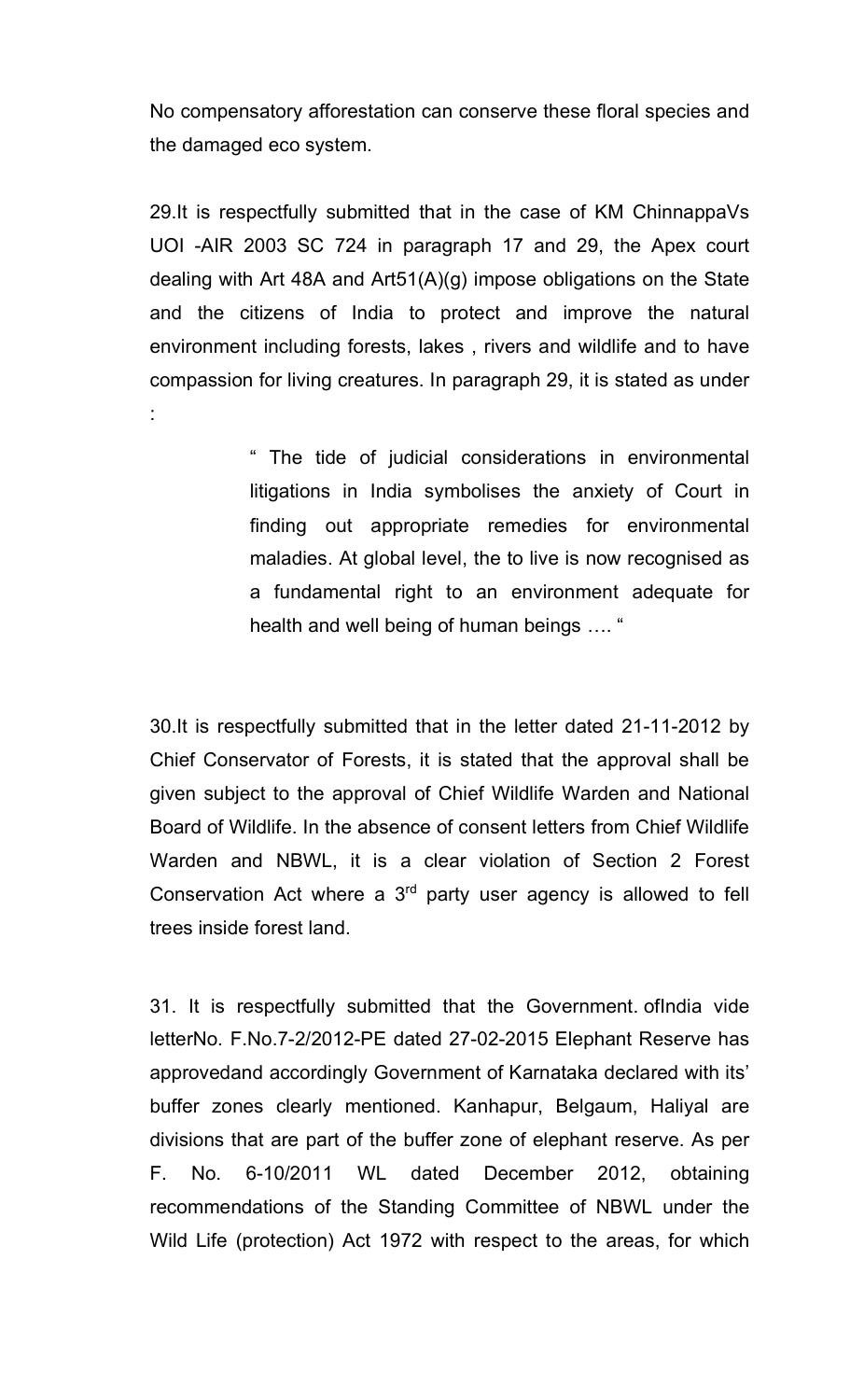No compensatory afforestation can conserve these floral species and the damaged eco system.

29.It is respectfully submitted that in the case of KM ChinnappaVs UOI -AIR 2003 SC 724 in paragraph 17 and 29, the Apex court dealing with Art 48A and Art51(A)(g) impose obligations on the State and the citizens of India to protect and improve the natural environment including forests, lakes , rivers and wildlife and to have compassion for living creatures. In paragraph 29, it is stated as under :

> " The tide of judicial considerations in environmental litigations in India symbolises the anxiety of Court in finding out appropriate remedies for environmental maladies. At global level, the to live is now recognised as a fundamental right to an environment adequate for health and well being of human beings …. "

30.It is respectfully submitted that in the letter dated 21-11-2012 by Chief Conservator of Forests, it is stated that the approval shall be given subject to the approval of Chief Wildlife Warden and National Board of Wildlife. In the absence of consent letters from Chief Wildlife Warden and NBWL, it is a clear violation of Section 2 Forest Conservation Act where a 3rd party user agency is allowed to fell trees inside forest land.

31. It is respectfully submitted that the Government. ofIndia vide letterNo. F.No.7-2/2012-PE dated 27-02-2015 Elephant Reserve has approvedand accordingly Government of Karnataka declared with its' buffer zones clearly mentioned. Kanhapur, Belgaum, Haliyal are divisions that are part of the buffer zone of elephant reserve. As per F. No. 6-10/2011 WL dated December 2012, obtaining recommendations of the Standing Committee of NBWL under the Wild Life (protection) Act 1972 with respect to the areas, for which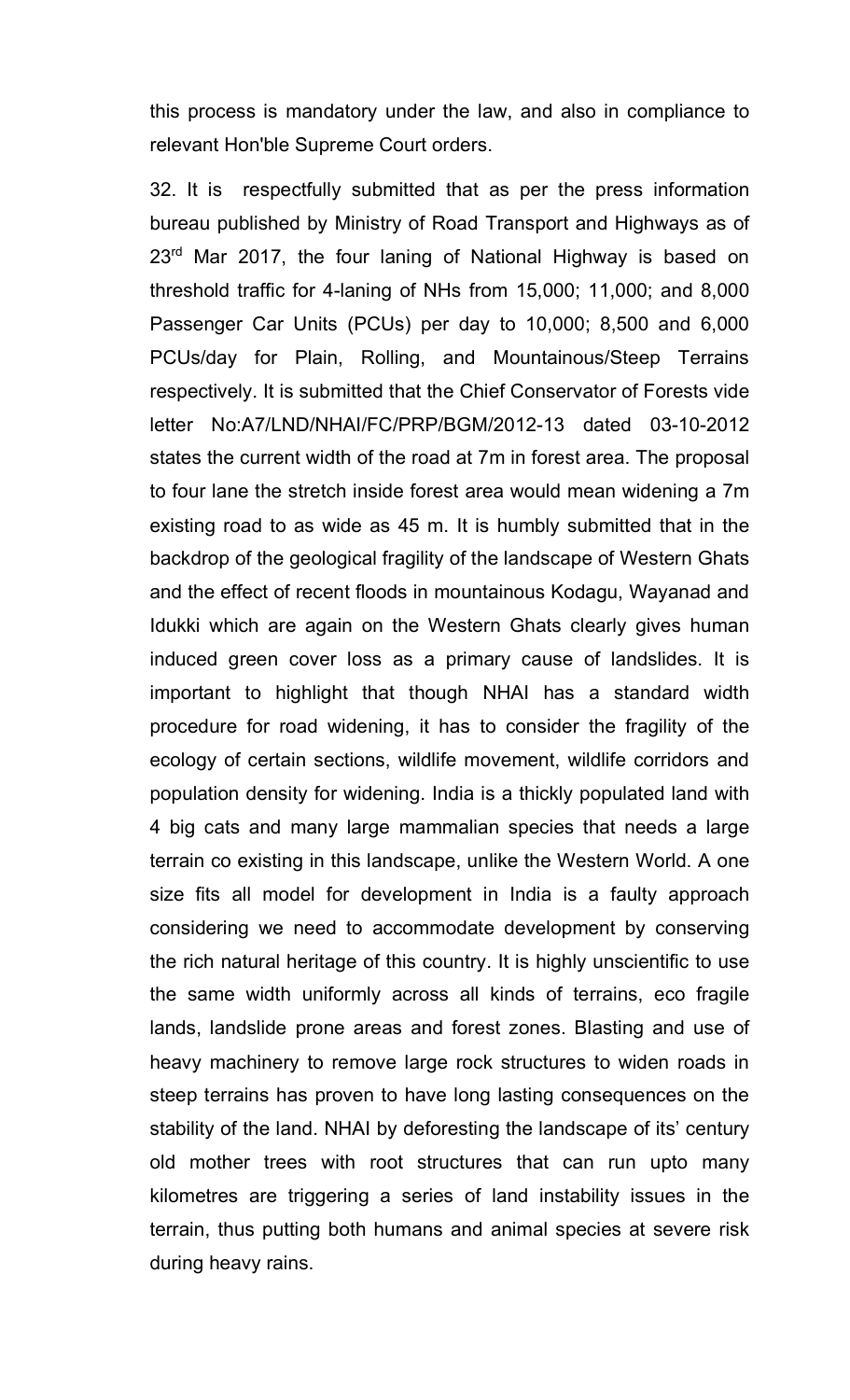this process is mandatory under the law, and also in compliance to relevant Hon'ble Supreme Court orders.

32. It is respectfully submitted that as per the press information bureau published by Ministry of Road Transport and Highways as of 23rd Mar 2017, the four laning of National Highway is based on threshold traffic for 4-laning of NHs from 15,000; 11,000; and 8,000 Passenger Car Units (PCUs) per day to 10,000; 8,500 and 6,000 PCUs/day for Plain, Rolling, and Mountainous/Steep Terrains respectively. It is submitted that the Chief Conservator of Forests vide letter No:A7/LND/NHAI/FC/PRP/BGM/2012-13 dated 03-10-2012 states the current width of the road at 7m in forest area. The proposal to four lane the stretch inside forest area would mean widening a 7m existing road to as wide as 45 m. It is humbly submitted that in the backdrop of the geological fragility of the landscape of Western Ghats and the effect of recent floods in mountainous Kodagu, Wayanad and Idukki which are again on the Western Ghats clearly gives human induced green cover loss as a primary cause of landslides. It is important to highlight that though NHAI has a standard width procedure for road widening, it has to consider the fragility of the ecology of certain sections, wildlife movement, wildlife corridors and population density for widening. India is a thickly populated land with 4 big cats and many large mammalian species that needs a large terrain co existing in this landscape, unlike the Western World. A one size fits all model for development in India is a faulty approach considering we need to accommodate development by conserving the rich natural heritage of this country. It is highly unscientific to use the same width uniformly across all kinds of terrains, eco fragile lands, landslide prone areas and forest zones. Blasting and use of heavy machinery to remove large rock structures to widen roads in steep terrains has proven to have long lasting consequences on the stability of the land. NHAI by deforesting the landscape of its' century old mother trees with root structures that can run upto many kilometres are triggering a series of land instability issues in the terrain, thus putting both humans and animal species at severe risk during heavy rains.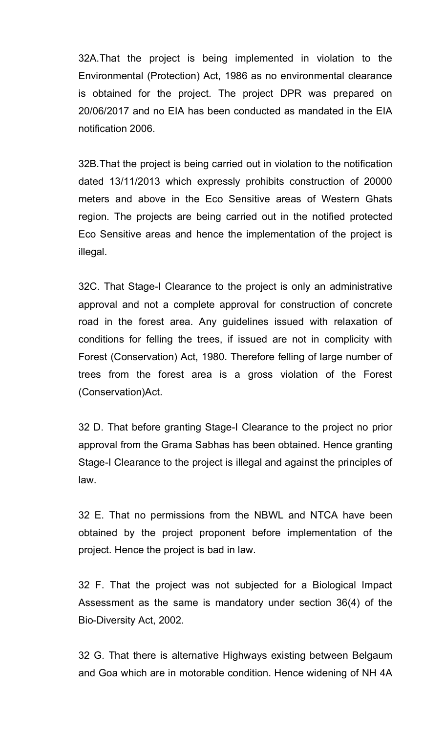32A.That the project is being implemented in violation to the Environmental (Protection) Act, 1986 as no environmental clearance is obtained for the project. The project DPR was prepared on 20/06/2017 and no EIA has been conducted as mandated in the EIA notification 2006.

32B.That the project is being carried out in violation to the notification dated 13/11/2013 which expressly prohibits construction of 20000 meters and above in the Eco Sensitive areas of Western Ghats region. The projects are being carried out in the notified protected Eco Sensitive areas and hence the implementation of the project is illegal.

32C. That Stage-I Clearance to the project is only an administrative approval and not a complete approval for construction of concrete road in the forest area. Any guidelines issued with relaxation of conditions for felling the trees, if issued are not in complicity with Forest (Conservation) Act, 1980. Therefore felling of large number of trees from the forest area is a gross violation of the Forest (Conservation)Act.

32 D. That before granting Stage-I Clearance to the project no prior approval from the Grama Sabhas has been obtained. Hence granting Stage-I Clearance to the project is illegal and against the principles of law.

32 E. That no permissions from the NBWL and NTCA have been obtained by the project proponent before implementation of the project. Hence the project is bad in law.

32 F. That the project was not subjected for a Biological Impact Assessment as the same is mandatory under section 36(4) of the Bio-Diversity Act, 2002.

32 G. That there is alternative Highways existing between Belgaum and Goa which are in motorable condition. Hence widening of NH 4A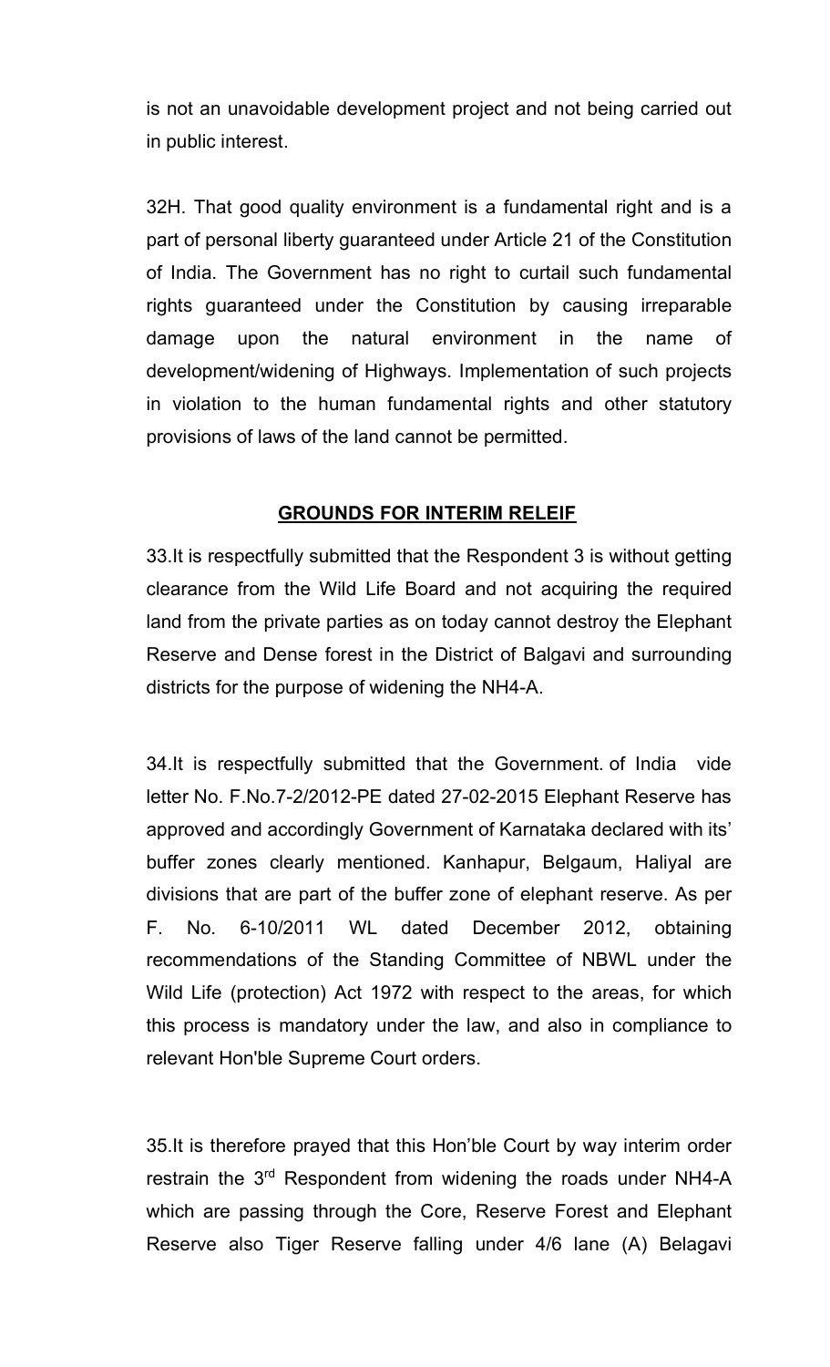is not an unavoidable development project and not being carried out in public interest.

32H. That good quality environment is a fundamental right and is a part of personal liberty guaranteed under Article 21 of the Constitution of India. The Government has no right to curtail such fundamental rights guaranteed under the Constitution by causing irreparable damage upon the natural environment in the name of development/widening of Highways. Implementation of such projects in violation to the human fundamental rights and other statutory provisions of laws of the land cannot be permitted.

**GROUNDS FOR INTERIM RELEIF**

33.It is respectfully submitted that the Respondent 3 is without getting clearance from the Wild Life Board and not acquiring the required land from the private parties as on today cannot destroy the Elephant Reserve and Dense forest in the District of Balgavi and surrounding districts for the purpose of widening the NH4-A.

34.It is respectfully submitted that the Government. of India vide letter No. F.No.7-2/2012-PE dated 27-02-2015 Elephant Reserve has approved and accordingly Government of Karnataka declared with its' buffer zones clearly mentioned. Kanhapur, Belgaum, Haliyal are divisions that are part of the buffer zone of elephant reserve. As per F. No. 6-10/2011 WL dated December 2012, obtaining recommendations of the Standing Committee of NBWL under the Wild Life (protection) Act 1972 with respect to the areas, for which this process is mandatory under the law, and also in compliance to relevant Hon'ble Supreme Court orders.

35.It is therefore prayed that this Hon'ble Court by way interim order restrain the 3rd Respondent from widening the roads under NH4-A which are passing through the Core, Reserve Forest and Elephant Reserve also Tiger Reserve falling under 4/6 lane (A) Belagavi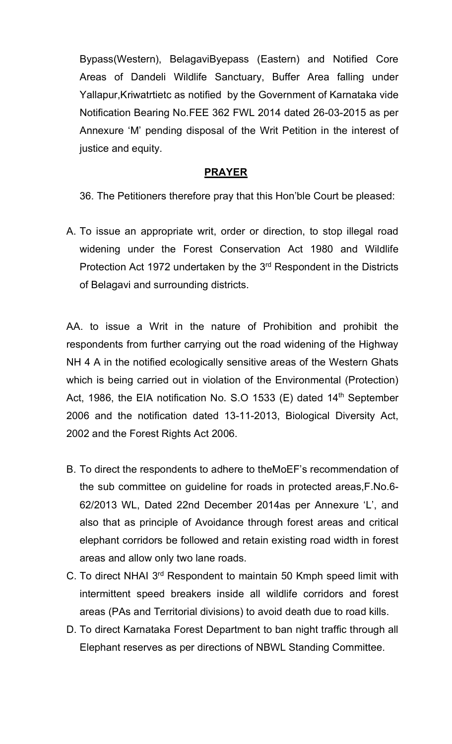Bypass(Western), BelagaviByepass (Eastern) and Notified Core Areas of Dandeli Wildlife Sanctuary, Buffer Area falling under Yallapur,Kriwatrtietc as notified by the Government of Karnataka vide Notification Bearing No.FEE 362 FWL 2014 dated 26-03-2015 as per Annexure 'M' pending disposal of the Writ Petition in the interest of justice and equity.

## **PRAYER**

36. The Petitioners therefore pray that this Hon'ble Court be pleased:

A. To issue an appropriate writ, order or direction, to stop illegal road widening under the Forest Conservation Act 1980 and Wildlife Protection Act 1972 undertaken by the 3rd Respondent in the Districts of Belagavi and surrounding districts.

AA. to issue a Writ in the nature of Prohibition and prohibit the respondents from further carrying out the road widening of the Highway NH 4 A in the notified ecologically sensitive areas of the Western Ghats which is being carried out in violation of the Environmental (Protection) Act, 1986, the EIA notification No. S.O 1533 (E) dated 14th September 2006 and the notification dated 13-11-2013, Biological Diversity Act, 2002 and the Forest Rights Act 2006.

B. To direct the respondents to adhere to theMoEF's recommendation of the sub committee on guideline for roads in protected areas,F.No.6-62/2013 WL, Dated 22nd December 2014as per Annexure 'L', and also that as principle of Avoidance through forest areas and critical elephant corridors be followed and retain existing road width in forest areas and allow only two lane roads.

C. To direct NHAI 3rd Respondent to maintain 50 Kmph speed limit with intermittent speed breakers inside all wildlife corridors and forest areas (PAs and Territorial divisions) to avoid death due to road kills.

D. To direct Karnataka Forest Department to ban night traffic through all Elephant reserves as per directions of NBWL Standing Committee.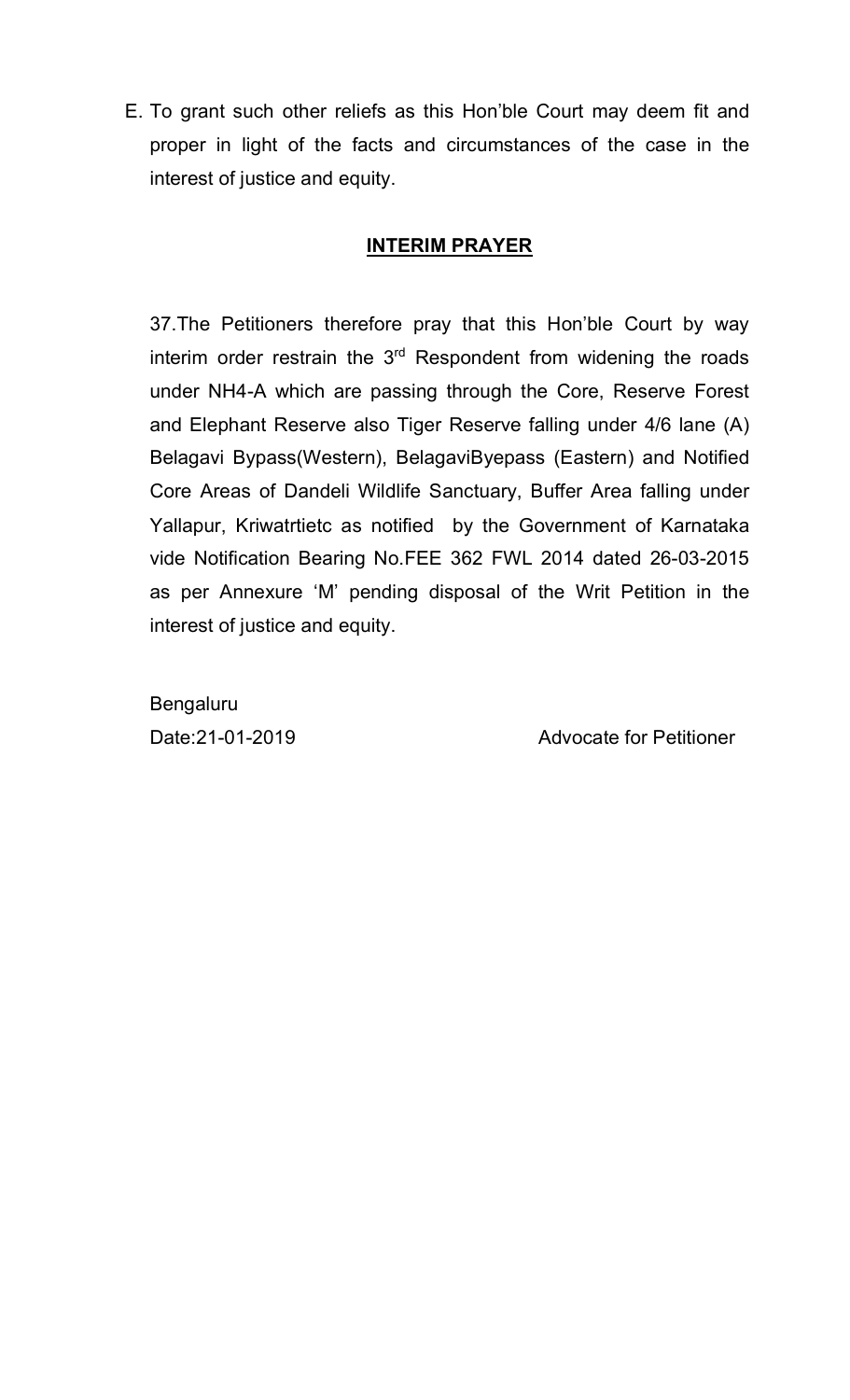E. To grant such other reliefs as this Hon'ble Court may deem fit and proper in light of the facts and circumstances of the case in the interest of justice and equity.

## **INTERIM PRAYER**

37.The Petitioners therefore pray that this Hon'ble Court by way interim order restrain the 3rd Respondent from widening the roads under NH4-A which are passing through the Core, Reserve Forest and Elephant Reserve also Tiger Reserve falling under 4/6 lane (A) Belagavi Bypass(Western), BelagaviByepass (Eastern) and Notified Core Areas of Dandeli Wildlife Sanctuary, Buffer Area falling under Yallapur, Kriwatrtietc as notified by the Government of Karnataka vide Notification Bearing No.FEE 362 FWL 2014 dated 26-03-2015 as per Annexure 'M' pending disposal of the Writ Petition in the interest of justice and equity.

Bengaluru

Date:21-01-2019 Advocate for Petitioner